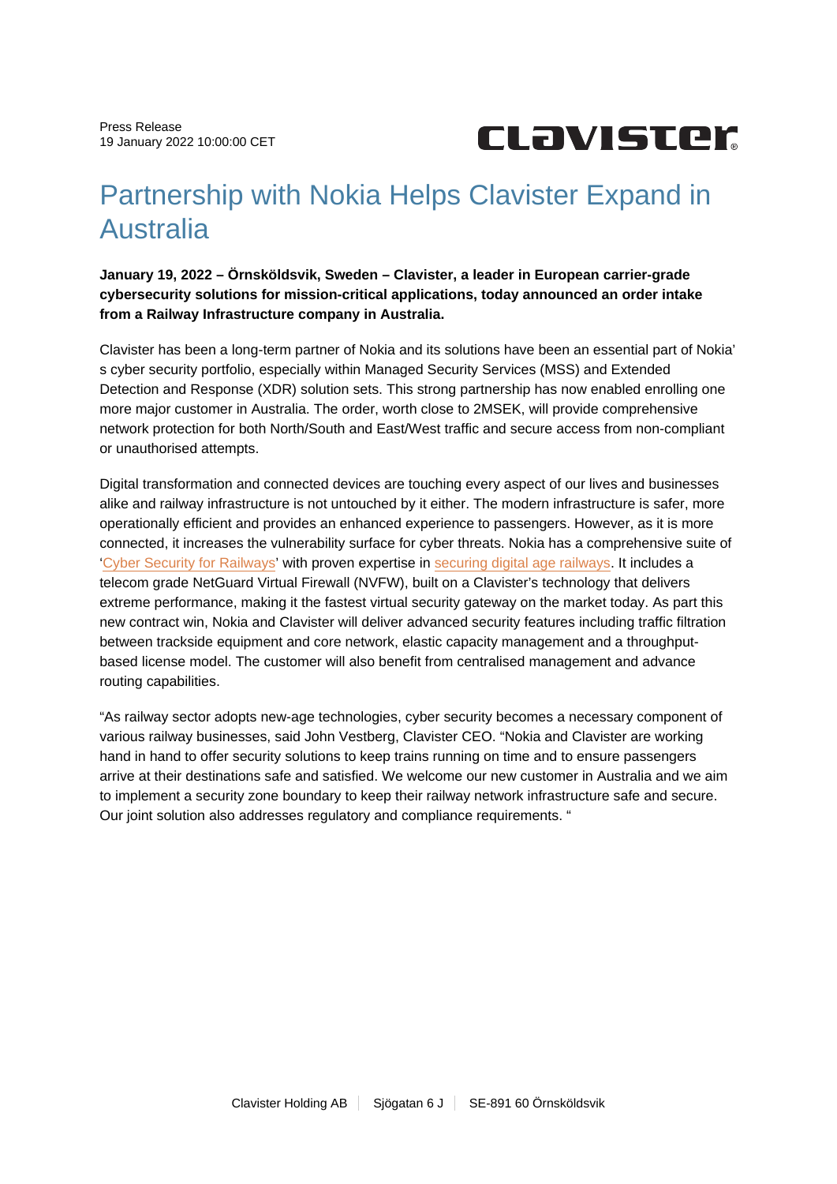Press Release
19 January 2022 10:00:00 CET

# Partnership with Nokia Helps Clavister Expand in Australia

**January 19, 2022 – Örnsköldsvik, Sweden – Clavister, a leader in European carrier-grade cybersecurity solutions for mission-critical applications, today announced an order intake from a Railway Infrastructure company in Australia.**

Clavister has been a long-term partner of Nokia and its solutions have been an essential part of Nokia' s cyber security portfolio, especially within Managed Security Services (MSS) and Extended Detection and Response (XDR) solution sets. This strong partnership has now enabled enrolling one more major customer in Australia. The order, worth close to 2MSEK, will provide comprehensive network protection for both North/South and East/West traffic and secure access from non-compliant or unauthorised attempts.

Digital transformation and connected devices are touching every aspect of our lives and businesses alike and railway infrastructure is not untouched by it either. The modern infrastructure is safer, more operationally efficient and provides an enhanced experience to passengers. However, as it is more connected, it increases the vulnerability surface for cyber threats. Nokia has a comprehensive suite of 'Cyber Security for Railways' with proven expertise in securing digital age railways. It includes a telecom grade NetGuard Virtual Firewall (NVFW), built on a Clavister's technology that delivers extreme performance, making it the fastest virtual security gateway on the market today. As part this new contract win, Nokia and Clavister will deliver advanced security features including traffic filtration between trackside equipment and core network, elastic capacity management and a throughput-based license model. The customer will also benefit from centralised management and advance routing capabilities.

"As railway sector adopts new-age technologies, cyber security becomes a necessary component of various railway businesses, said John Vestberg, Clavister CEO. "Nokia and Clavister are working hand in hand to offer security solutions to keep trains running on time and to ensure passengers arrive at their destinations safe and satisfied. We welcome our new customer in Australia and we aim to implement a security zone boundary to keep their railway network infrastructure safe and secure. Our joint solution also addresses regulatory and compliance requirements. "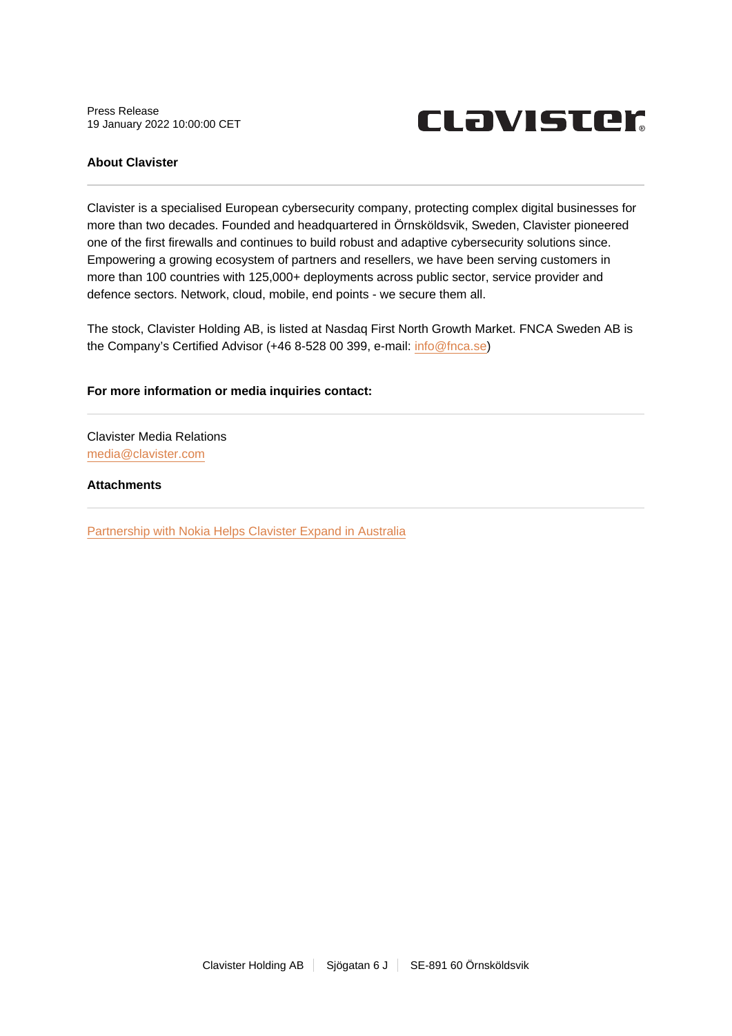Press Release
19 January 2022 10:00:00 CET

### About Clavister

Clavister is a specialised European cybersecurity company, protecting complex digital businesses for more than two decades. Founded and headquartered in Örnsköldsvik, Sweden, Clavister pioneered one of the first firewalls and continues to build robust and adaptive cybersecurity solutions since. Empowering a growing ecosystem of partners and resellers, we have been serving customers in more than 100 countries with 125,000+ deployments across public sector, service provider and defence sectors. Network, cloud, mobile, end points - we secure them all.

The stock, Clavister Holding AB, is listed at Nasdaq First North Growth Market. FNCA Sweden AB is the Company's Certified Advisor (+46 8-528 00 399, e-mail: info@fnca.se)

### For more information or media inquiries contact:

Clavister Media Relations
media@clavister.com

### Attachments

Partnership with Nokia Helps Clavister Expand in Australia